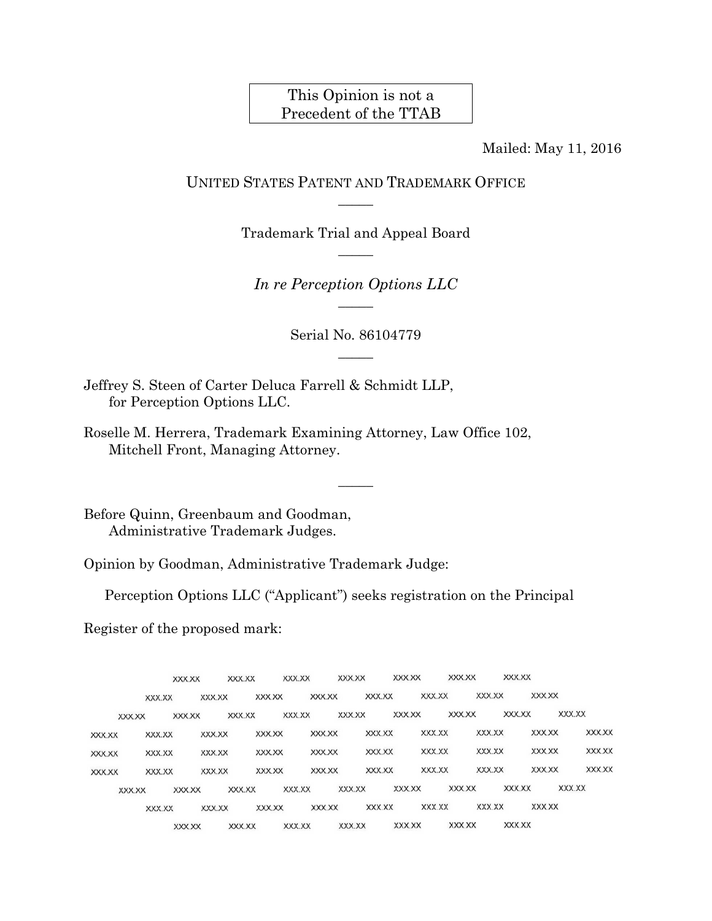This Opinion is not a
Precedent of the TTAB

Mailed: May 11, 2016

UNITED STATES PATENT AND TRADEMARK OFFICE

Trademark Trial and Appeal Board

*In re Perception Options LLC*

Serial No. 86104779

Jeffrey S. Steen of Carter Deluca Farrell & Schmidt LLP,
for Perception Options LLC.

Roselle M. Herrera, Trademark Examining Attorney, Law Office 102,
Mitchell Front, Managing Attorney.

Before Quinn, Greenbaum and Goodman,
Administrative Trademark Judges.

Opinion by Goodman, Administrative Trademark Judge:

Perception Options LLC ("Applicant") seeks registration on the Principal Register of the proposed mark:

```
          XXX.XX  XXX.XX  XXX.XX  XXX.XX  XXX.XX  XXX.XX  XXX.XX
      XXX.XX  XXX.XX  XXX.XX  XXX.XX  XXX.XX  XXX.XX  XXX.XX  XXX.XX
  XXX.XX  XXX.XX  XXX.XX  XXX.XX  XXX.XX  XXX.XX  XXX.XX  XXX.XX  XXX.XX
XXX.XX  XXX.XX  XXX.XX  XXX.XX  XXX.XX  XXX.XX  XXX.XX  XXX.XX  XXX.XX  XXX.XX
XXX.XX  XXX.XX  XXX.XX  XXX.XX  XXX.XX  XXX.XX  XXX.XX  XXX.XX  XXX.XX  XXX.XX
XXX.XX  XXX.XX  XXX.XX  XXX.XX  XXX.XX  XXX.XX  XXX.XX  XXX.XX  XXX.XX  XXX.XX
  XXX.XX  XXX.XX  XXX.XX  XXX.XX  XXX.XX  XXX.XX  XXX.XX  XXX.XX  XXX.XX
      XXX.XX  XXX.XX  XXX.XX  XXX.XX  XXX.XX  XXX.XX  XXX.XX  XXX.XX
          XXX.XX  XXX.XX  XXX.XX  XXX.XX  XXX.XX  XXX.XX  XXX.XX
```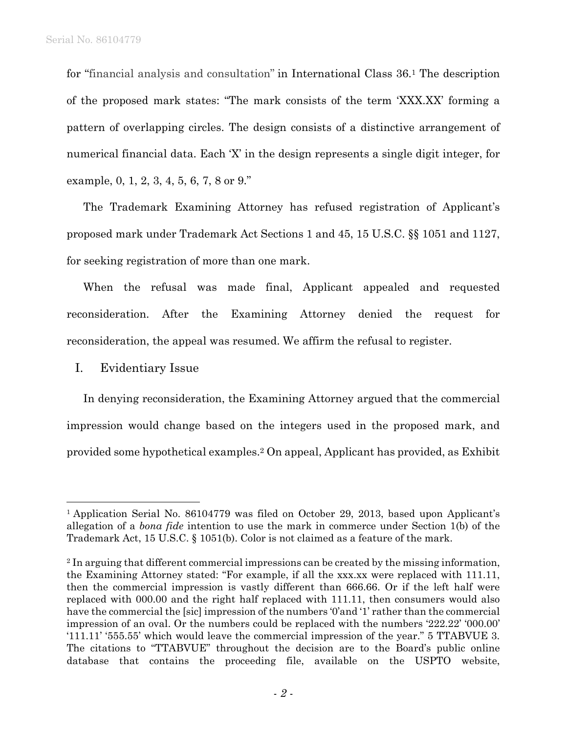for "financial analysis and consultation" in International Class 36.[1] The description of the proposed mark states: "The mark consists of the term 'XXX.XX' forming a pattern of overlapping circles. The design consists of a distinctive arrangement of numerical financial data. Each 'X' in the design represents a single digit integer, for example, 0, 1, 2, 3, 4, 5, 6, 7, 8 or 9."

The Trademark Examining Attorney has refused registration of Applicant's proposed mark under Trademark Act Sections 1 and 45, 15 U.S.C. §§ 1051 and 1127, for seeking registration of more than one mark.

When the refusal was made final, Applicant appealed and requested reconsideration. After the Examining Attorney denied the request for reconsideration, the appeal was resumed. We affirm the refusal to register.

## I. Evidentiary Issue

In denying reconsideration, the Examining Attorney argued that the commercial impression would change based on the integers used in the proposed mark, and provided some hypothetical examples.[2] On appeal, Applicant has provided, as Exhibit

---

[1] Application Serial No. 86104779 was filed on October 29, 2013, based upon Applicant's allegation of a *bona fide* intention to use the mark in commerce under Section 1(b) of the Trademark Act, 15 U.S.C. § 1051(b). Color is not claimed as a feature of the mark.

[2] In arguing that different commercial impressions can be created by the missing information, the Examining Attorney stated: "For example, if all the xxx.xx were replaced with 111.11, then the commercial impression is vastly different than 666.66. Or if the left half were replaced with 000.00 and the right half replaced with 111.11, then consumers would also have the commercial the [sic] impression of the numbers '0'and '1' rather than the commercial impression of an oval. Or the numbers could be replaced with the numbers '222.22' '000.00' '111.11' '555.55' which would leave the commercial impression of the year." 5 TTABVUE 3. The citations to "TTABVUE" throughout the decision are to the Board's public online database that contains the proceeding file, available on the USPTO website,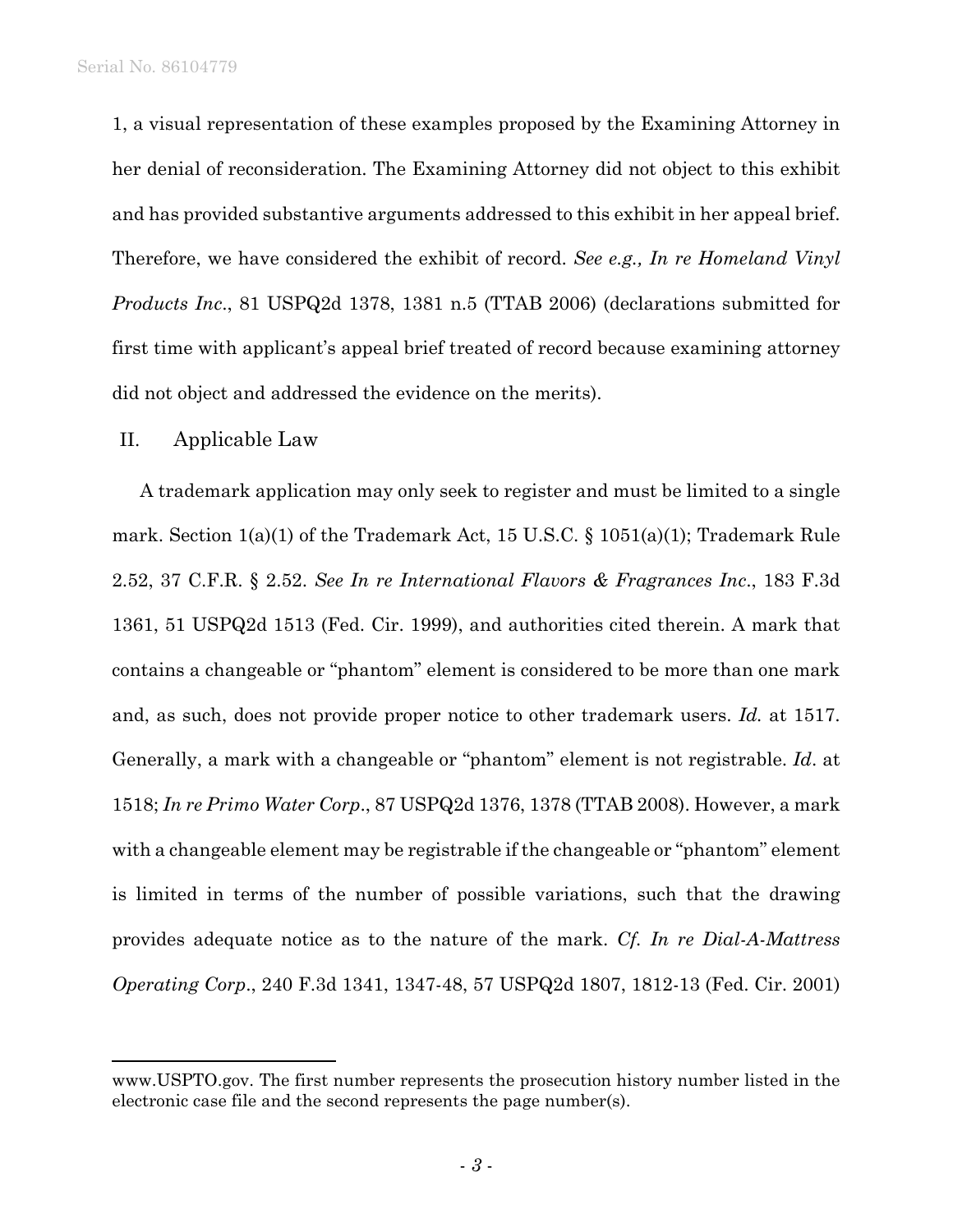1, a visual representation of these examples proposed by the Examining Attorney in her denial of reconsideration. The Examining Attorney did not object to this exhibit and has provided substantive arguments addressed to this exhibit in her appeal brief. Therefore, we have considered the exhibit of record. *See e.g., In re Homeland Vinyl Products Inc*., 81 USPQ2d 1378, 1381 n.5 (TTAB 2006) (declarations submitted for first time with applicant's appeal brief treated of record because examining attorney did not object and addressed the evidence on the merits).

## II. Applicable Law

A trademark application may only seek to register and must be limited to a single mark. Section 1(a)(1) of the Trademark Act, 15 U.S.C. § 1051(a)(1); Trademark Rule 2.52, 37 C.F.R. § 2.52. *See In re International Flavors & Fragrances Inc*., 183 F.3d 1361, 51 USPQ2d 1513 (Fed. Cir. 1999), and authorities cited therein. A mark that contains a changeable or "phantom" element is considered to be more than one mark and, as such, does not provide proper notice to other trademark users. *Id.* at 1517. Generally, a mark with a changeable or "phantom" element is not registrable. *Id*. at 1518; *In re Primo Water Corp*., 87 USPQ2d 1376, 1378 (TTAB 2008). However, a mark with a changeable element may be registrable if the changeable or "phantom" element is limited in terms of the number of possible variations, such that the drawing provides adequate notice as to the nature of the mark. *Cf. In re Dial-A-Mattress Operating Corp*., 240 F.3d 1341, 1347-48, 57 USPQ2d 1807, 1812-13 (Fed. Cir. 2001)

---

www.USPTO.gov. The first number represents the prosecution history number listed in the electronic case file and the second represents the page number(s).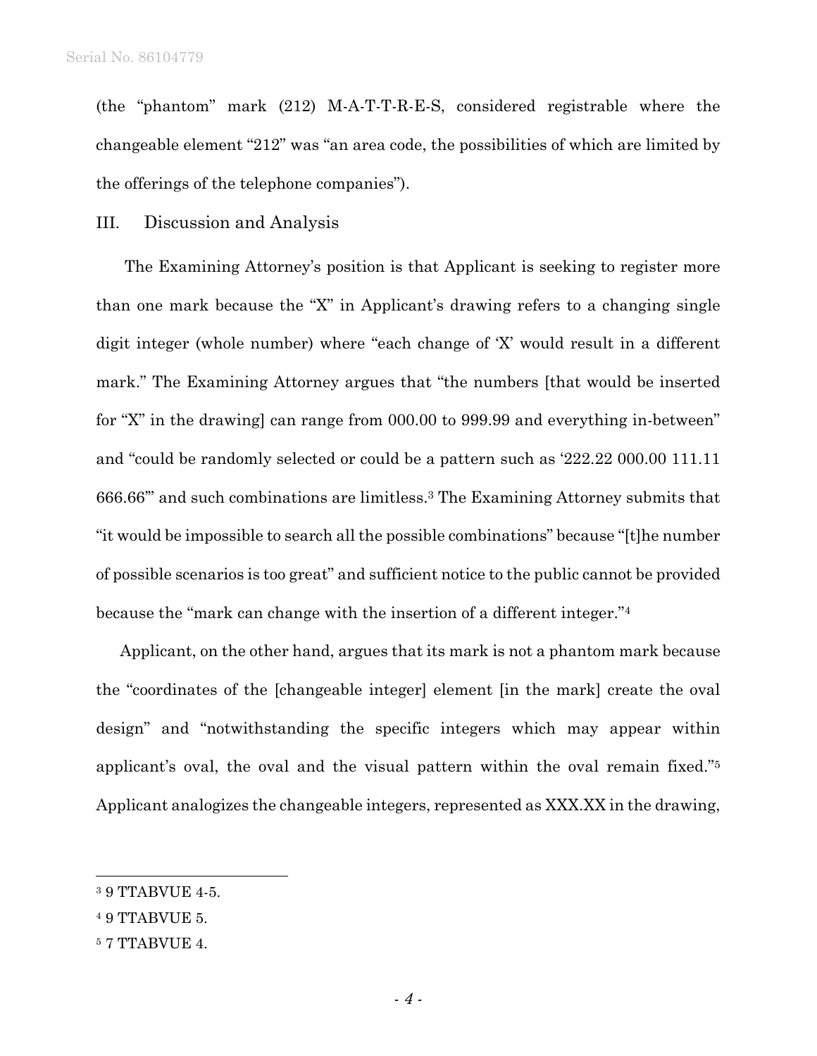(the "phantom" mark (212) M-A-T-T-R-E-S, considered registrable where the changeable element "212" was "an area code, the possibilities of which are limited by the offerings of the telephone companies").

## III. Discussion and Analysis

The Examining Attorney's position is that Applicant is seeking to register more than one mark because the "X" in Applicant's drawing refers to a changing single digit integer (whole number) where "each change of 'X' would result in a different mark." The Examining Attorney argues that "the numbers [that would be inserted for "X" in the drawing] can range from 000.00 to 999.99 and everything in-between" and "could be randomly selected or could be a pattern such as '222.22 000.00 111.11 666.66'" and such combinations are limitless.[3] The Examining Attorney submits that "it would be impossible to search all the possible combinations" because "[t]he number of possible scenarios is too great" and sufficient notice to the public cannot be provided because the "mark can change with the insertion of a different integer."[4]

Applicant, on the other hand, argues that its mark is not a phantom mark because the "coordinates of the [changeable integer] element [in the mark] create the oval design" and "notwithstanding the specific integers which may appear within applicant's oval, the oval and the visual pattern within the oval remain fixed."[5] Applicant analogizes the changeable integers, represented as XXX.XX in the drawing,

---

[3] 9 TTABVUE 4-5.

[4] 9 TTABVUE 5.

[5] 7 TTABVUE 4.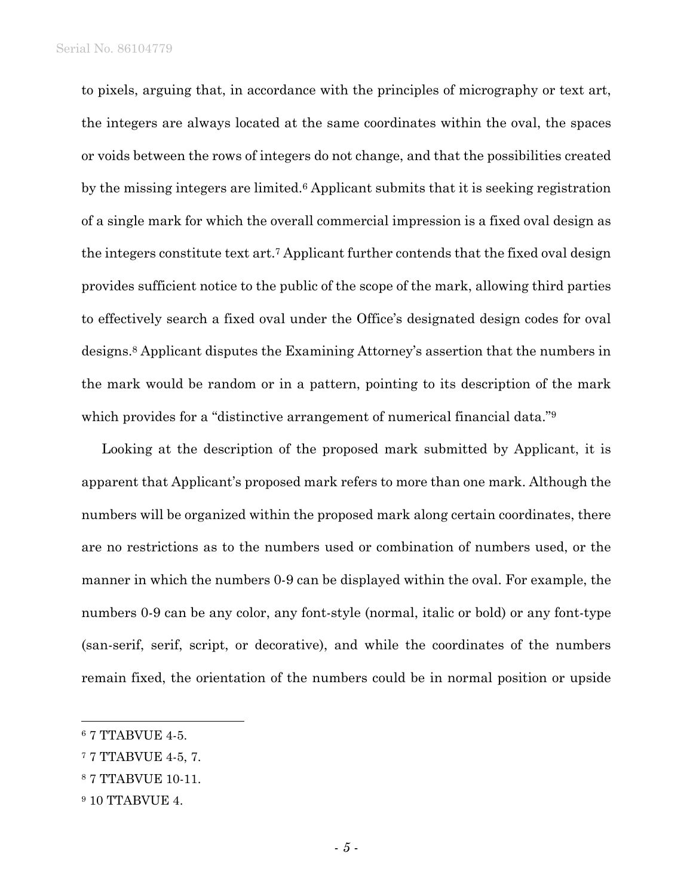to pixels, arguing that, in accordance with the principles of micrography or text art, the integers are always located at the same coordinates within the oval, the spaces or voids between the rows of integers do not change, and that the possibilities created by the missing integers are limited.[6] Applicant submits that it is seeking registration of a single mark for which the overall commercial impression is a fixed oval design as the integers constitute text art.[7] Applicant further contends that the fixed oval design provides sufficient notice to the public of the scope of the mark, allowing third parties to effectively search a fixed oval under the Office's designated design codes for oval designs.[8] Applicant disputes the Examining Attorney's assertion that the numbers in the mark would be random or in a pattern, pointing to its description of the mark which provides for a "distinctive arrangement of numerical financial data."[9]

Looking at the description of the proposed mark submitted by Applicant, it is apparent that Applicant's proposed mark refers to more than one mark. Although the numbers will be organized within the proposed mark along certain coordinates, there are no restrictions as to the numbers used or combination of numbers used, or the manner in which the numbers 0-9 can be displayed within the oval. For example, the numbers 0-9 can be any color, any font-style (normal, italic or bold) or any font-type (san-serif, serif, script, or decorative), and while the coordinates of the numbers remain fixed, the orientation of the numbers could be in normal position or upside

---

[6] 7 TTABVUE 4-5.

[7] 7 TTABVUE 4-5, 7.

[8] 7 TTABVUE 10-11.

[9] 10 TTABVUE 4.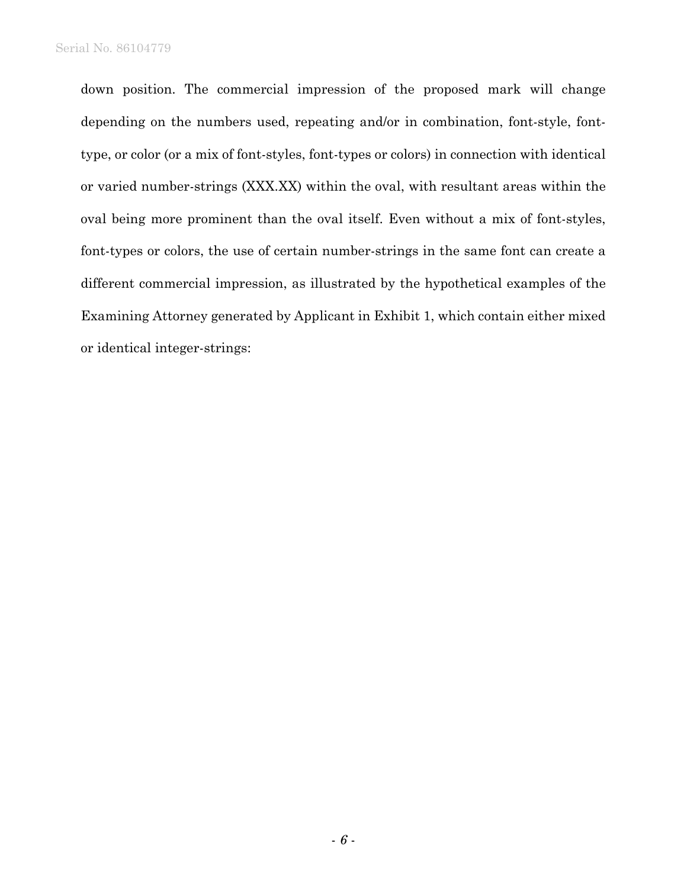down position. The commercial impression of the proposed mark will change depending on the numbers used, repeating and/or in combination, font-style, font-type, or color (or a mix of font-styles, font-types or colors) in connection with identical or varied number-strings (XXX.XX) within the oval, with resultant areas within the oval being more prominent than the oval itself. Even without a mix of font-styles, font-types or colors, the use of certain number-strings in the same font can create a different commercial impression, as illustrated by the hypothetical examples of the Examining Attorney generated by Applicant in Exhibit 1, which contain either mixed or identical integer-strings: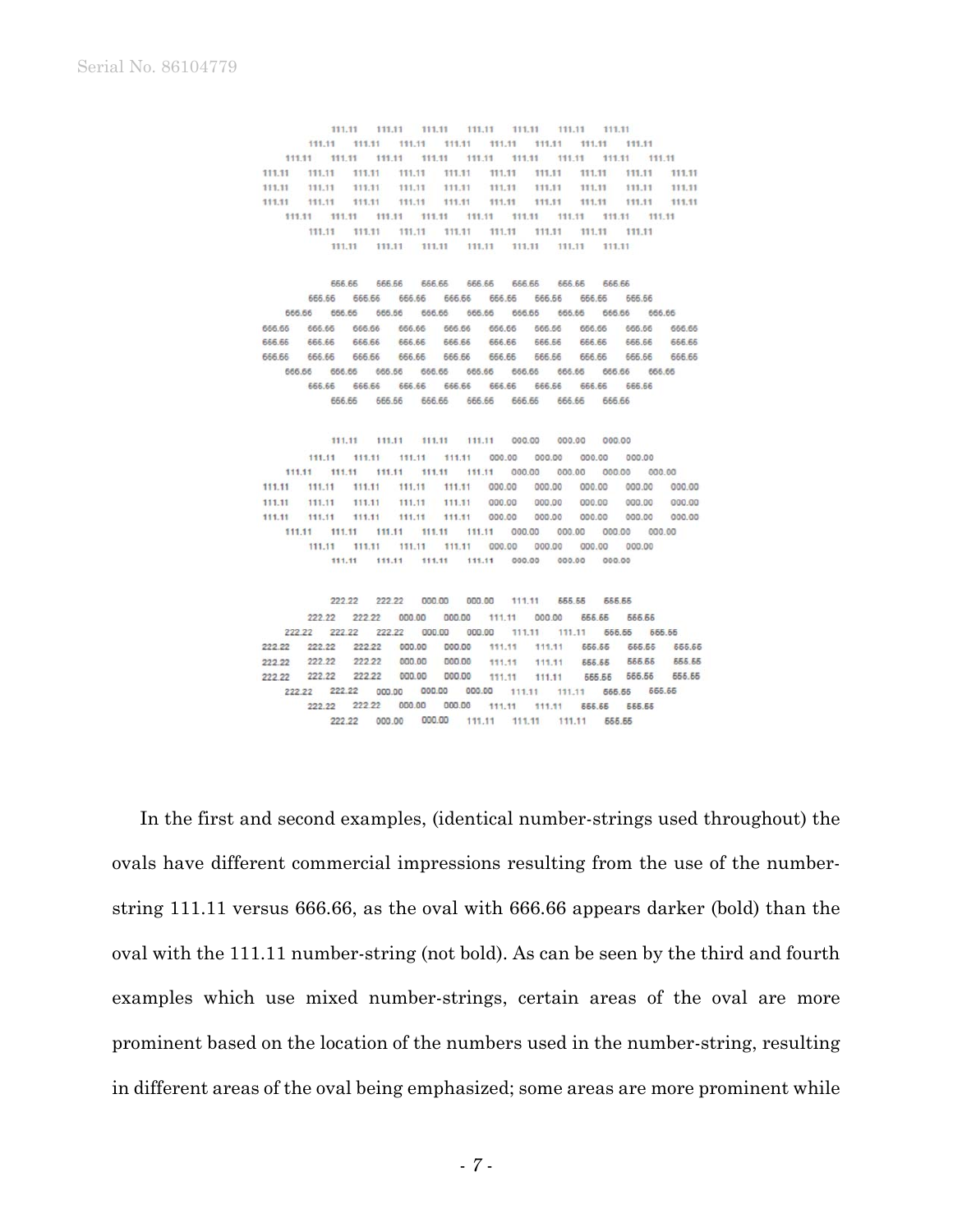```
         111.11  111.11  111.11  111.11  111.11  111.11  111.11
     111.11  111.11  111.11  111.11  111.11  111.11  111.11  111.11
  111.11  111.11  111.11  111.11  111.11  111.11  111.11  111.11  111.11
111.11  111.11  111.11  111.11  111.11  111.11  111.11  111.11  111.11  111.11
111.11  111.11  111.11  111.11  111.11  111.11  111.11  111.11  111.11  111.11
111.11  111.11  111.11  111.11  111.11  111.11  111.11  111.11  111.11  111.11
  111.11  111.11  111.11  111.11  111.11  111.11  111.11  111.11  111.11
     111.11  111.11  111.11  111.11  111.11  111.11  111.11  111.11
         111.11  111.11  111.11  111.11  111.11  111.11  111.11
```

```
         666.66  666.66  666.66  666.66  666.66  666.66  666.66
     666.66  666.66  666.66  666.66  666.66  666.66  666.66  666.66
  666.66  666.66  666.66  666.66  666.66  666.66  666.66  666.66  666.66
666.66  666.66  666.66  666.66  666.66  666.66  666.66  666.66  666.66  666.66
666.66  666.66  666.66  666.66  666.66  666.66  666.66  666.66  666.66  666.66
666.66  666.66  666.66  666.66  666.66  666.66  666.66  666.66  666.66  666.66
  666.66  666.66  666.66  666.66  666.66  666.66  666.66  666.66  666.66
     666.66  666.66  666.66  666.66  666.66  666.66  666.66  666.66
         666.66  666.66  666.66  666.66  666.66  666.66  666.66
```

```
         111.11  111.11  111.11  111.11  000.00  000.00  000.00
     111.11  111.11  111.11  111.11  000.00  000.00  000.00  000.00
  111.11  111.11  111.11  111.11  111.11  000.00  000.00  000.00  000.00
111.11  111.11  111.11  111.11  111.11  000.00  000.00  000.00  000.00  000.00
111.11  111.11  111.11  111.11  111.11  000.00  000.00  000.00  000.00  000.00
111.11  111.11  111.11  111.11  111.11  000.00  000.00  000.00  000.00  000.00
  111.11  111.11  111.11  111.11  111.11  000.00  000.00  000.00  000.00
     111.11  111.11  111.11  111.11  000.00  000.00  000.00  000.00
         111.11  111.11  111.11  111.11  000.00  000.00  000.00
```

```
         222.22  222.22  000.00  000.00  111.11  555.55  555.55
     222.22  222.22  000.00  000.00  111.11  000.00  555.55  555.55
  222.22  222.22  222.22  000.00  000.00  111.11  111.11  555.55  555.55
222.22  222.22  222.22  000.00  000.00  111.11  111.11  555.55  555.55  555.55
222.22  222.22  222.22  000.00  000.00  111.11  111.11  555.55  555.55  555.55
222.22  222.22  222.22  000.00  000.00  111.11  111.11  555.55  555.55  555.55
  222.22  222.22  000.00  000.00  000.00  111.11  111.11  555.55  555.55
     222.22  222.22  000.00  000.00  111.11  111.11  555.55  555.55
         222.22  000.00  000.00  111.11  111.11  111.11  555.55
```

In the first and second examples, (identical number-strings used throughout) the ovals have different commercial impressions resulting from the use of the number-string 111.11 versus 666.66, as the oval with 666.66 appears darker (bold) than the oval with the 111.11 number-string (not bold). As can be seen by the third and fourth examples which use mixed number-strings, certain areas of the oval are more prominent based on the location of the numbers used in the number-string, resulting in different areas of the oval being emphasized; some areas are more prominent while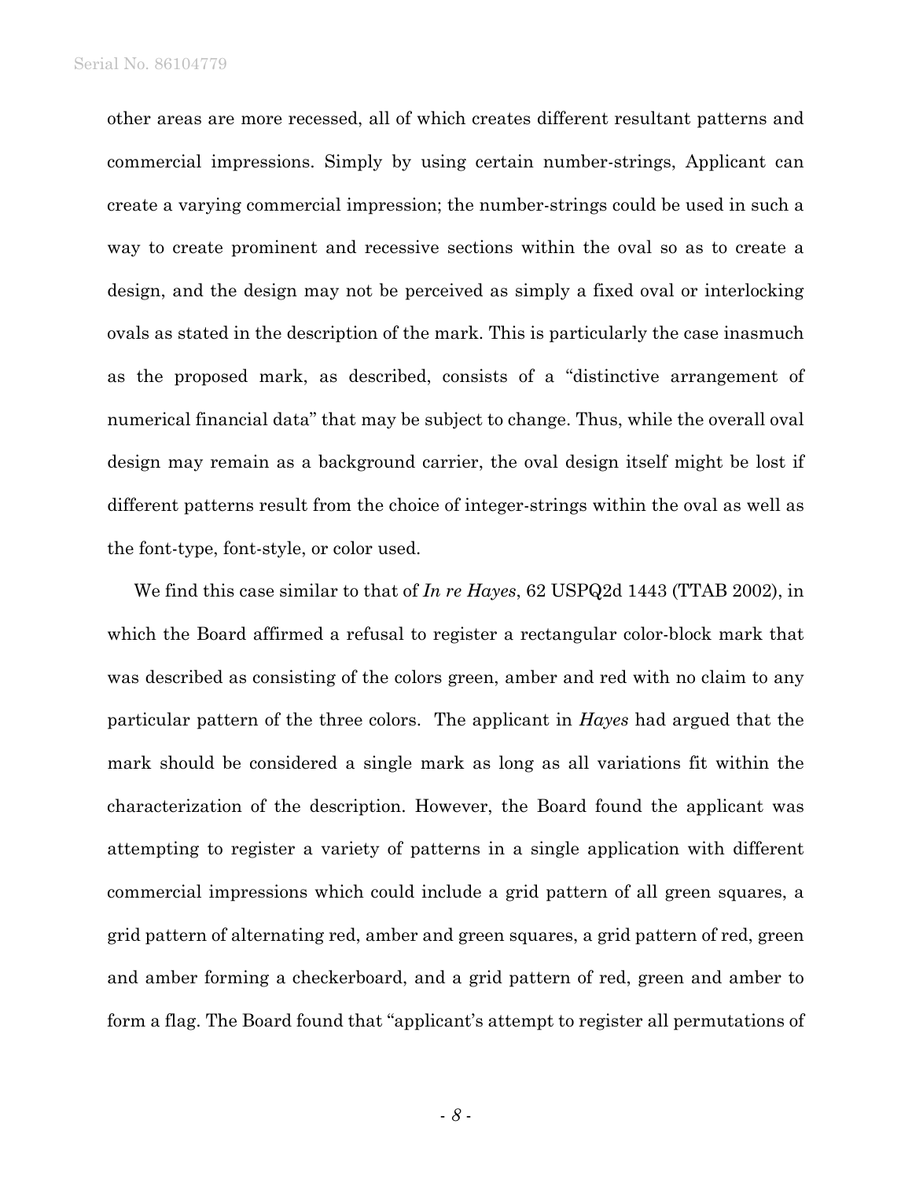other areas are more recessed, all of which creates different resultant patterns and commercial impressions. Simply by using certain number-strings, Applicant can create a varying commercial impression; the number-strings could be used in such a way to create prominent and recessive sections within the oval so as to create a design, and the design may not be perceived as simply a fixed oval or interlocking ovals as stated in the description of the mark. This is particularly the case inasmuch as the proposed mark, as described, consists of a "distinctive arrangement of numerical financial data" that may be subject to change. Thus, while the overall oval design may remain as a background carrier, the oval design itself might be lost if different patterns result from the choice of integer-strings within the oval as well as the font-type, font-style, or color used.

We find this case similar to that of *In re Hayes*, 62 USPQ2d 1443 (TTAB 2002), in which the Board affirmed a refusal to register a rectangular color-block mark that was described as consisting of the colors green, amber and red with no claim to any particular pattern of the three colors. The applicant in *Hayes* had argued that the mark should be considered a single mark as long as all variations fit within the characterization of the description. However, the Board found the applicant was attempting to register a variety of patterns in a single application with different commercial impressions which could include a grid pattern of all green squares, a grid pattern of alternating red, amber and green squares, a grid pattern of red, green and amber forming a checkerboard, and a grid pattern of red, green and amber to form a flag. The Board found that "applicant's attempt to register all permutations of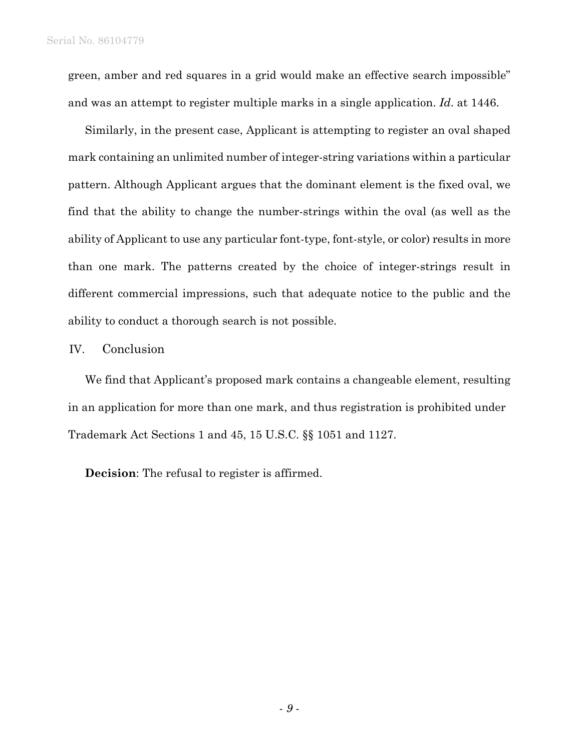green, amber and red squares in a grid would make an effective search impossible" and was an attempt to register multiple marks in a single application. *Id*. at 1446.

Similarly, in the present case, Applicant is attempting to register an oval shaped mark containing an unlimited number of integer-string variations within a particular pattern. Although Applicant argues that the dominant element is the fixed oval, we find that the ability to change the number-strings within the oval (as well as the ability of Applicant to use any particular font-type, font-style, or color) results in more than one mark. The patterns created by the choice of integer-strings result in different commercial impressions, such that adequate notice to the public and the ability to conduct a thorough search is not possible.

## IV. Conclusion

We find that Applicant's proposed mark contains a changeable element, resulting in an application for more than one mark, and thus registration is prohibited under Trademark Act Sections 1 and 45, 15 U.S.C. §§ 1051 and 1127.

**Decision**: The refusal to register is affirmed.